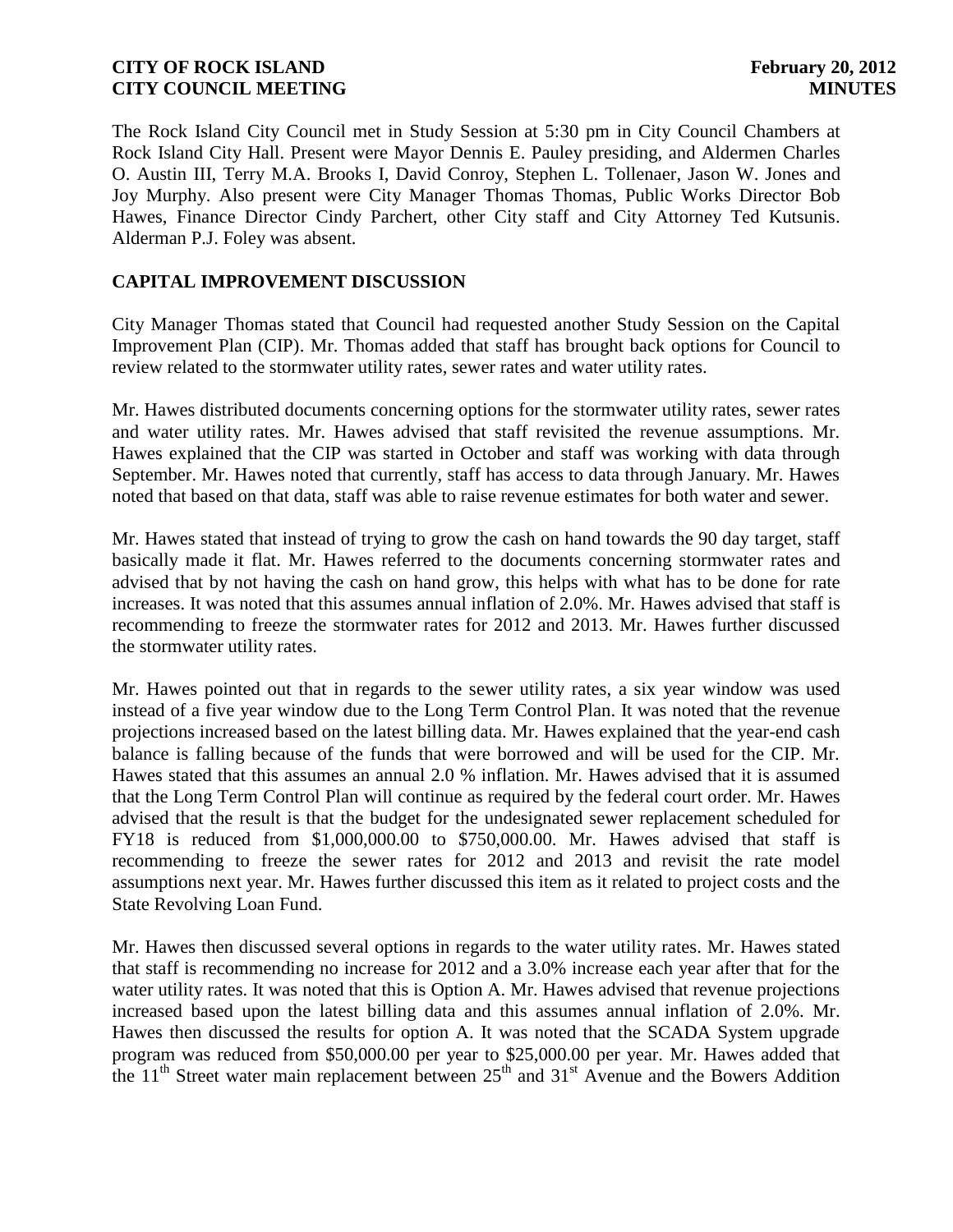The Rock Island City Council met in Study Session at 5:30 pm in City Council Chambers at Rock Island City Hall. Present were Mayor Dennis E. Pauley presiding, and Aldermen Charles O. Austin III, Terry M.A. Brooks I, David Conroy, Stephen L. Tollenaer, Jason W. Jones and Joy Murphy. Also present were City Manager Thomas Thomas, Public Works Director Bob Hawes, Finance Director Cindy Parchert, other City staff and City Attorney Ted Kutsunis. Alderman P.J. Foley was absent.

## CAPITAL IMPROVEMENT DISCUSSION

City Manager Thomas stated that Council had requested another Study Session on the Capital Improvement Plan (CIP). Mr. Thomas added that staff has brought back options for Council to review related to the stormwater utility rates, sewer rates and water utility rates.

Mr. Hawes distributed documents concerning options for the stormwater utility rates, sewer rates and water utility rates. Mr. Hawes advised that staff revisited the revenue assumptions. Mr. Hawes explained that the CIP was started in October and staff was working with data through September. Mr. Hawes noted that currently, staff has access to data through January. Mr. Hawes noted that based on that data, staff was able to raise revenue estimates for both water and sewer.

Mr. Hawes stated that instead of trying to grow the cash on hand towards the 90 day target, staff basically made it flat. Mr. Hawes referred to the documents concerning stormwater rates and advised that by not having the cash on hand grow, this helps with what has to be done for rate increases. It was noted that this assumes annual inflation of 2.0%. Mr. Hawes advised that staff is recommending to freeze the stormwater rates for 2012 and 2013. Mr. Hawes further discussed the stormwater utility rates.

Mr. Hawes pointed out that in regards to the sewer utility rates, a six year window was used instead of a five year window due to the Long Term Control Plan. It was noted that the revenue projections increased based on the latest billing data. Mr. Hawes explained that the year-end cash balance is falling because of the funds that were borrowed and will be used for the CIP. Mr. Hawes stated that this assumes an annual 2.0 % inflation. Mr. Hawes advised that it is assumed that the Long Term Control Plan will continue as required by the federal court order. Mr. Hawes advised that the result is that the budget for the undesignated sewer replacement scheduled for FY18 is reduced from $1,000,000.00 to $750,000.00. Mr. Hawes advised that staff is recommending to freeze the sewer rates for 2012 and 2013 and revisit the rate model assumptions next year. Mr. Hawes further discussed this item as it related to project costs and the State Revolving Loan Fund.

Mr. Hawes then discussed several options in regards to the water utility rates. Mr. Hawes stated that staff is recommending no increase for 2012 and a 3.0% increase each year after that for the water utility rates. It was noted that this is Option A. Mr. Hawes advised that revenue projections increased based upon the latest billing data and this assumes annual inflation of 2.0%. Mr. Hawes then discussed the results for option A. It was noted that the SCADA System upgrade program was reduced from $50,000.00 per year to $25,000.00 per year. Mr. Hawes added that the 11th Street water main replacement between 25th and 31st Avenue and the Bowers Addition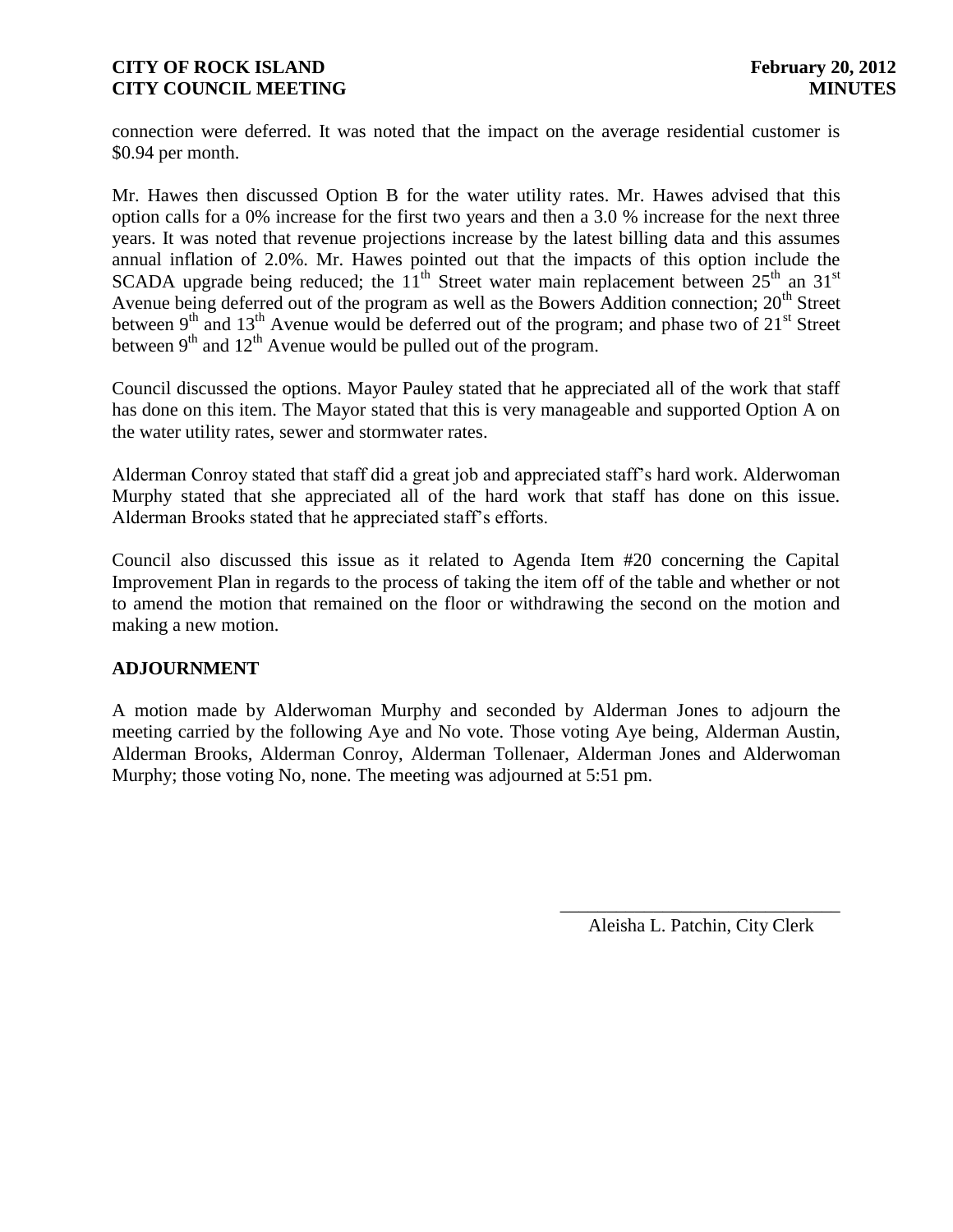connection were deferred. It was noted that the impact on the average residential customer is $0.94 per month.

Mr. Hawes then discussed Option B for the water utility rates. Mr. Hawes advised that this option calls for a 0% increase for the first two years and then a 3.0 % increase for the next three years. It was noted that revenue projections increase by the latest billing data and this assumes annual inflation of 2.0%. Mr. Hawes pointed out that the impacts of this option include the SCADA upgrade being reduced; the 11th Street water main replacement between 25th an 31st Avenue being deferred out of the program as well as the Bowers Addition connection; 20th Street between 9th and 13th Avenue would be deferred out of the program; and phase two of 21st Street between 9th and 12th Avenue would be pulled out of the program.

Council discussed the options. Mayor Pauley stated that he appreciated all of the work that staff has done on this item. The Mayor stated that this is very manageable and supported Option A on the water utility rates, sewer and stormwater rates.

Alderman Conroy stated that staff did a great job and appreciated staff's hard work. Alderwoman Murphy stated that she appreciated all of the hard work that staff has done on this issue. Alderman Brooks stated that he appreciated staff's efforts.

Council also discussed this issue as it related to Agenda Item #20 concerning the Capital Improvement Plan in regards to the process of taking the item off of the table and whether or not to amend the motion that remained on the floor or withdrawing the second on the motion and making a new motion.

**ADJOURNMENT**

A motion made by Alderwoman Murphy and seconded by Alderman Jones to adjourn the meeting carried by the following Aye and No vote. Those voting Aye being, Alderman Austin, Alderman Brooks, Alderman Conroy, Alderman Tollenaer, Alderman Jones and Alderwoman Murphy; those voting No, none. The meeting was adjourned at 5:51 pm.

\_\_\_\_\_\_\_\_\_\_\_\_\_\_\_\_\_\_\_\_\_\_\_\_\_\_\_\_\_\_\_\_

Aleisha L. Patchin, City Clerk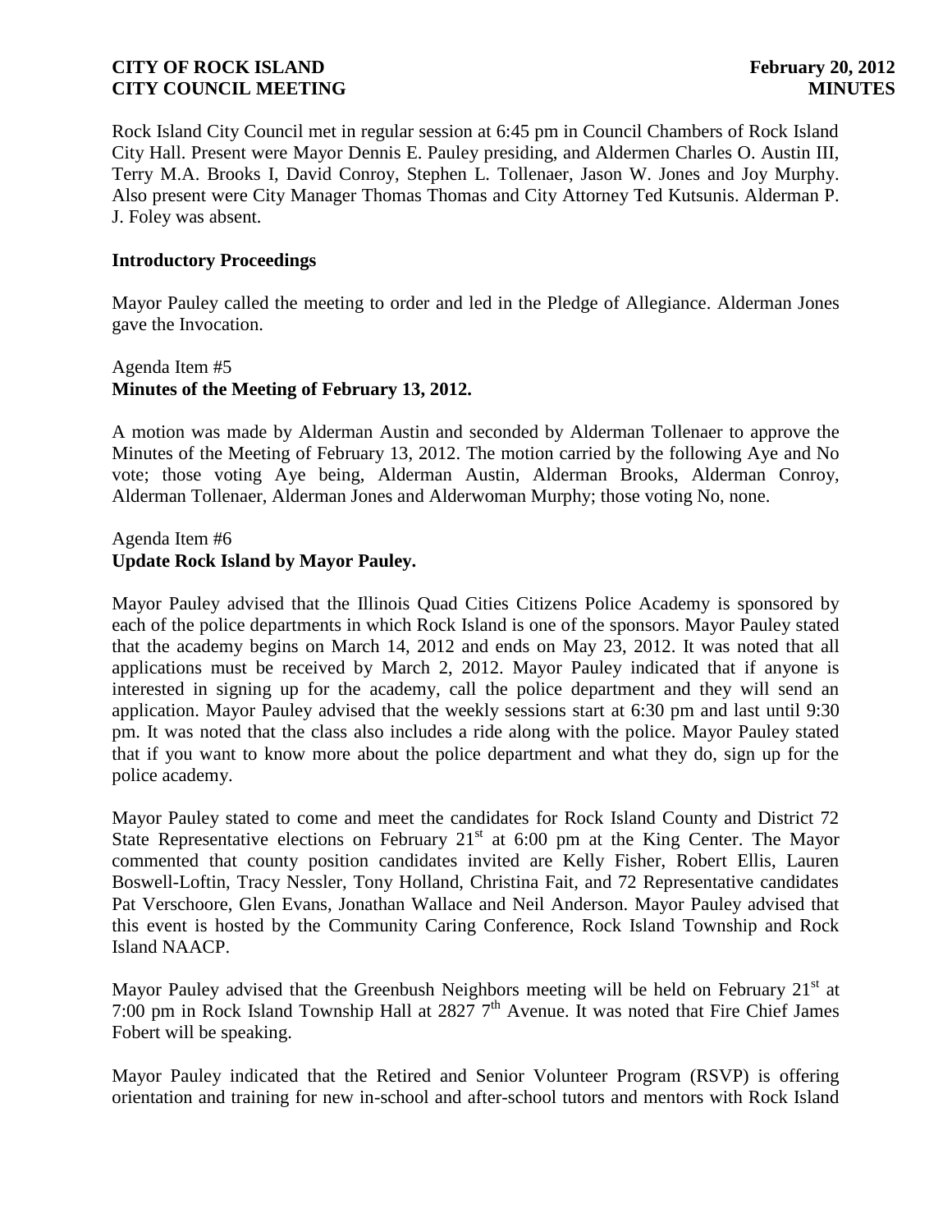Rock Island City Council met in regular session at 6:45 pm in Council Chambers of Rock Island City Hall. Present were Mayor Dennis E. Pauley presiding, and Aldermen Charles O. Austin III, Terry M.A. Brooks I, David Conroy, Stephen L. Tollenaer, Jason W. Jones and Joy Murphy. Also present were City Manager Thomas Thomas and City Attorney Ted Kutsunis. Alderman P. J. Foley was absent.

### Introductory Proceedings

Mayor Pauley called the meeting to order and led in the Pledge of Allegiance. Alderman Jones gave the Invocation.

Agenda Item #5
**Minutes of the Meeting of February 13, 2012.**

A motion was made by Alderman Austin and seconded by Alderman Tollenaer to approve the Minutes of the Meeting of February 13, 2012. The motion carried by the following Aye and No vote; those voting Aye being, Alderman Austin, Alderman Brooks, Alderman Conroy, Alderman Tollenaer, Alderman Jones and Alderwoman Murphy; those voting No, none.

Agenda Item #6
**Update Rock Island by Mayor Pauley.**

Mayor Pauley advised that the Illinois Quad Cities Citizens Police Academy is sponsored by each of the police departments in which Rock Island is one of the sponsors. Mayor Pauley stated that the academy begins on March 14, 2012 and ends on May 23, 2012. It was noted that all applications must be received by March 2, 2012. Mayor Pauley indicated that if anyone is interested in signing up for the academy, call the police department and they will send an application. Mayor Pauley advised that the weekly sessions start at 6:30 pm and last until 9:30 pm. It was noted that the class also includes a ride along with the police. Mayor Pauley stated that if you want to know more about the police department and what they do, sign up for the police academy.

Mayor Pauley stated to come and meet the candidates for Rock Island County and District 72 State Representative elections on February 21st at 6:00 pm at the King Center. The Mayor commented that county position candidates invited are Kelly Fisher, Robert Ellis, Lauren Boswell-Loftin, Tracy Nessler, Tony Holland, Christina Fait, and 72 Representative candidates Pat Verschoore, Glen Evans, Jonathan Wallace and Neil Anderson. Mayor Pauley advised that this event is hosted by the Community Caring Conference, Rock Island Township and Rock Island NAACP.

Mayor Pauley advised that the Greenbush Neighbors meeting will be held on February 21st at 7:00 pm in Rock Island Township Hall at 2827 7th Avenue. It was noted that Fire Chief James Fobert will be speaking.

Mayor Pauley indicated that the Retired and Senior Volunteer Program (RSVP) is offering orientation and training for new in-school and after-school tutors and mentors with Rock Island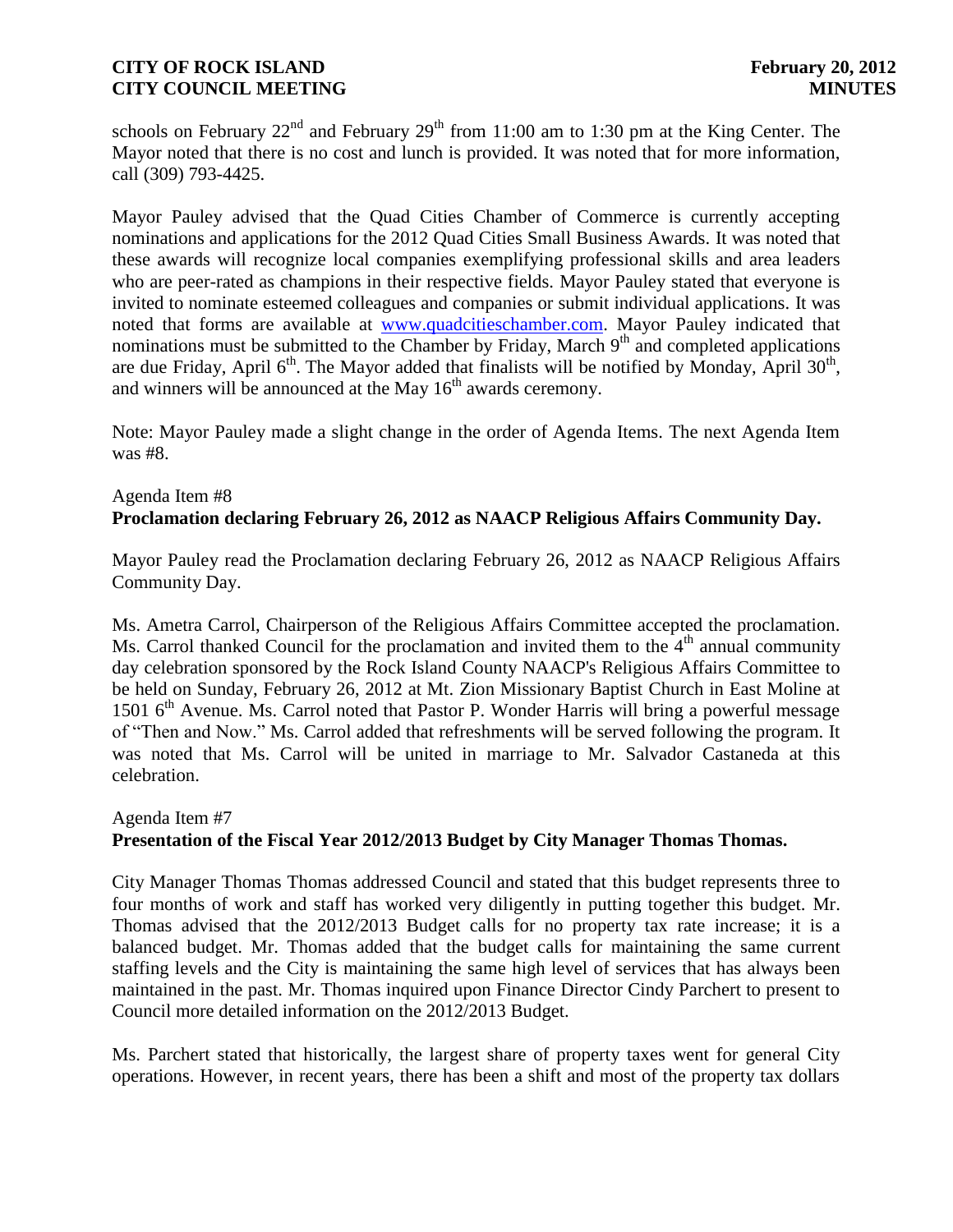schools on February 22nd and February 29th from 11:00 am to 1:30 pm at the King Center. The Mayor noted that there is no cost and lunch is provided. It was noted that for more information, call (309) 793-4425.

Mayor Pauley advised that the Quad Cities Chamber of Commerce is currently accepting nominations and applications for the 2012 Quad Cities Small Business Awards. It was noted that these awards will recognize local companies exemplifying professional skills and area leaders who are peer-rated as champions in their respective fields. Mayor Pauley stated that everyone is invited to nominate esteemed colleagues and companies or submit individual applications. It was noted that forms are available at www.quadcitieschamber.com. Mayor Pauley indicated that nominations must be submitted to the Chamber by Friday, March 9th and completed applications are due Friday, April 6th. The Mayor added that finalists will be notified by Monday, April 30th, and winners will be announced at the May 16th awards ceremony.

Note: Mayor Pauley made a slight change in the order of Agenda Items. The next Agenda Item was #8.

Agenda Item #8
**Proclamation declaring February 26, 2012 as NAACP Religious Affairs Community Day.**

Mayor Pauley read the Proclamation declaring February 26, 2012 as NAACP Religious Affairs Community Day.

Ms. Ametra Carrol, Chairperson of the Religious Affairs Committee accepted the proclamation. Ms. Carrol thanked Council for the proclamation and invited them to the 4th annual community day celebration sponsored by the Rock Island County NAACP's Religious Affairs Committee to be held on Sunday, February 26, 2012 at Mt. Zion Missionary Baptist Church in East Moline at 1501 6th Avenue. Ms. Carrol noted that Pastor P. Wonder Harris will bring a powerful message of "Then and Now." Ms. Carrol added that refreshments will be served following the program. It was noted that Ms. Carrol will be united in marriage to Mr. Salvador Castaneda at this celebration.

Agenda Item #7
**Presentation of the Fiscal Year 2012/2013 Budget by City Manager Thomas Thomas.**

City Manager Thomas Thomas addressed Council and stated that this budget represents three to four months of work and staff has worked very diligently in putting together this budget. Mr. Thomas advised that the 2012/2013 Budget calls for no property tax rate increase; it is a balanced budget. Mr. Thomas added that the budget calls for maintaining the same current staffing levels and the City is maintaining the same high level of services that has always been maintained in the past. Mr. Thomas inquired upon Finance Director Cindy Parchert to present to Council more detailed information on the 2012/2013 Budget.

Ms. Parchert stated that historically, the largest share of property taxes went for general City operations. However, in recent years, there has been a shift and most of the property tax dollars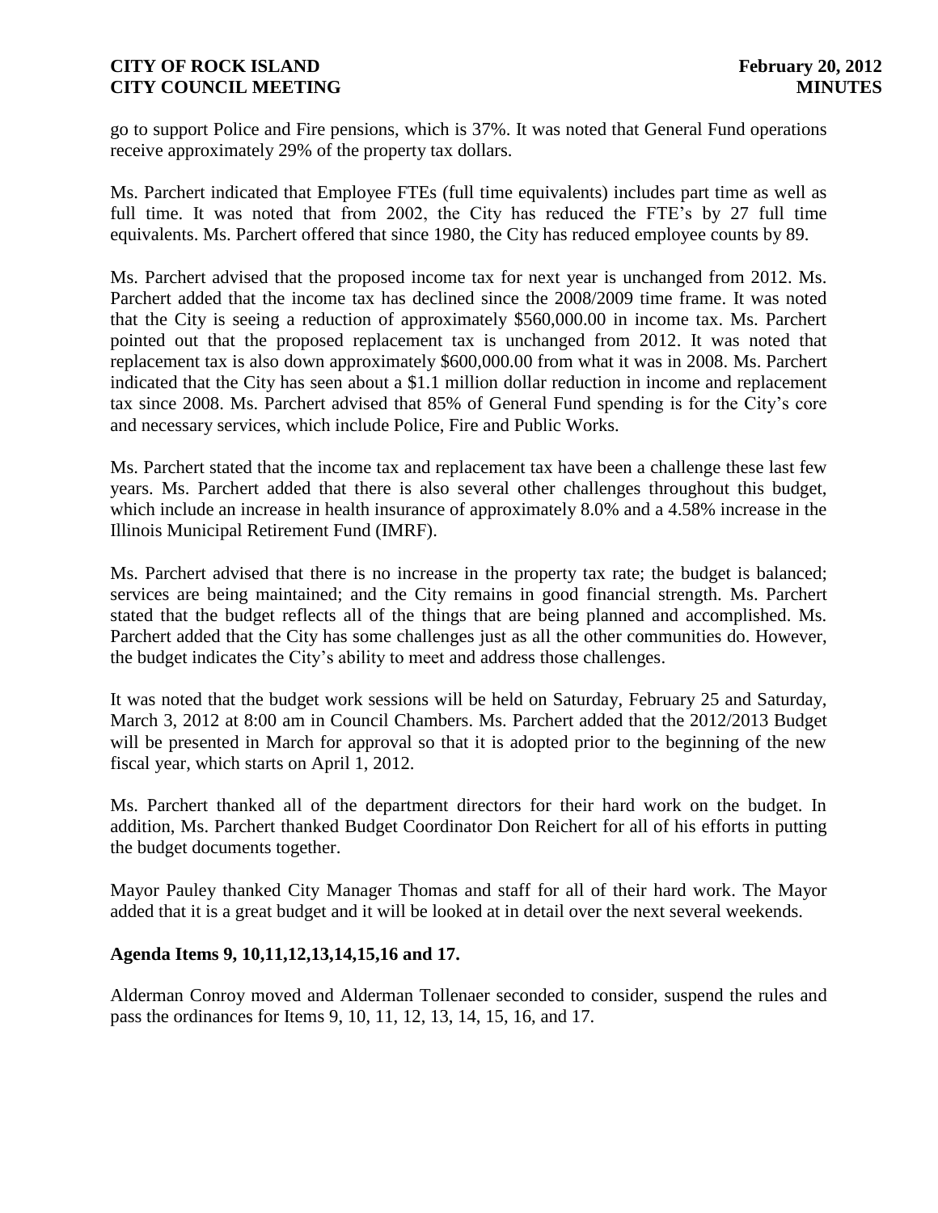go to support Police and Fire pensions, which is 37%. It was noted that General Fund operations receive approximately 29% of the property tax dollars.

Ms. Parchert indicated that Employee FTEs (full time equivalents) includes part time as well as full time. It was noted that from 2002, the City has reduced the FTE's by 27 full time equivalents. Ms. Parchert offered that since 1980, the City has reduced employee counts by 89.

Ms. Parchert advised that the proposed income tax for next year is unchanged from 2012. Ms. Parchert added that the income tax has declined since the 2008/2009 time frame. It was noted that the City is seeing a reduction of approximately $560,000.00 in income tax. Ms. Parchert pointed out that the proposed replacement tax is unchanged from 2012. It was noted that replacement tax is also down approximately $600,000.00 from what it was in 2008. Ms. Parchert indicated that the City has seen about a $1.1 million dollar reduction in income and replacement tax since 2008. Ms. Parchert advised that 85% of General Fund spending is for the City's core and necessary services, which include Police, Fire and Public Works.

Ms. Parchert stated that the income tax and replacement tax have been a challenge these last few years. Ms. Parchert added that there is also several other challenges throughout this budget, which include an increase in health insurance of approximately 8.0% and a 4.58% increase in the Illinois Municipal Retirement Fund (IMRF).

Ms. Parchert advised that there is no increase in the property tax rate; the budget is balanced; services are being maintained; and the City remains in good financial strength. Ms. Parchert stated that the budget reflects all of the things that are being planned and accomplished. Ms. Parchert added that the City has some challenges just as all the other communities do. However, the budget indicates the City's ability to meet and address those challenges.

It was noted that the budget work sessions will be held on Saturday, February 25 and Saturday, March 3, 2012 at 8:00 am in Council Chambers. Ms. Parchert added that the 2012/2013 Budget will be presented in March for approval so that it is adopted prior to the beginning of the new fiscal year, which starts on April 1, 2012.

Ms. Parchert thanked all of the department directors for their hard work on the budget. In addition, Ms. Parchert thanked Budget Coordinator Don Reichert for all of his efforts in putting the budget documents together.

Mayor Pauley thanked City Manager Thomas and staff for all of their hard work. The Mayor added that it is a great budget and it will be looked at in detail over the next several weekends.

**Agenda Items 9, 10,11,12,13,14,15,16 and 17.**

Alderman Conroy moved and Alderman Tollenaer seconded to consider, suspend the rules and pass the ordinances for Items 9, 10, 11, 12, 13, 14, 15, 16, and 17.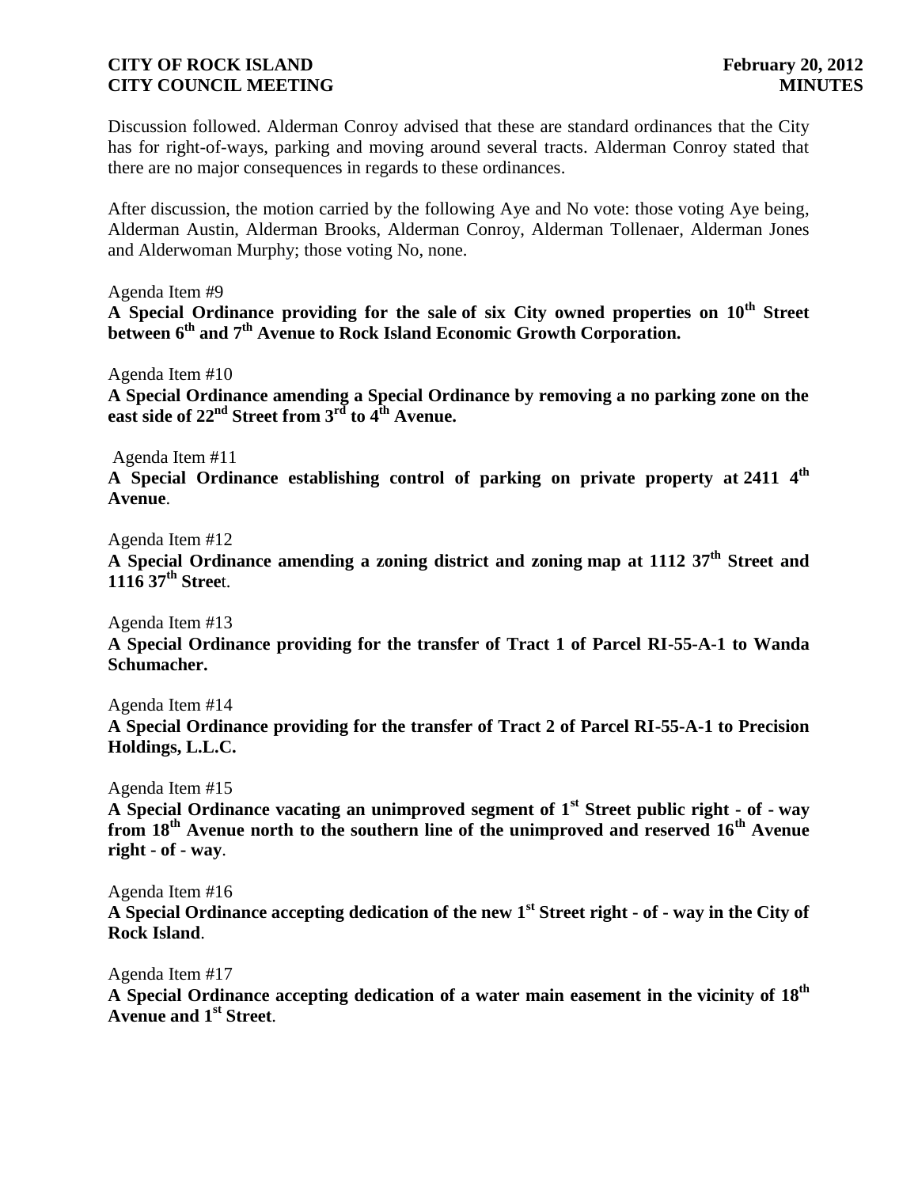Discussion followed. Alderman Conroy advised that these are standard ordinances that the City has for right-of-ways, parking and moving around several tracts. Alderman Conroy stated that there are no major consequences in regards to these ordinances.

After discussion, the motion carried by the following Aye and No vote: those voting Aye being, Alderman Austin, Alderman Brooks, Alderman Conroy, Alderman Tollenaer, Alderman Jones and Alderwoman Murphy; those voting No, none.

Agenda Item #9

**A Special Ordinance providing for the sale of six City owned properties on 10th Street between 6th and 7th Avenue to Rock Island Economic Growth Corporation.**

Agenda Item #10

**A Special Ordinance amending a Special Ordinance by removing a no parking zone on the east side of 22nd Street from 3rd to 4th Avenue.**

Agenda Item #11

**A Special Ordinance establishing control of parking on private property at 2411 4th Avenue**.

Agenda Item #12

**A Special Ordinance amending a zoning district and zoning map at 1112 37th Street and 1116 37th Stree**t.

Agenda Item #13

**A Special Ordinance providing for the transfer of Tract 1 of Parcel RI-55-A-1 to Wanda Schumacher.**

Agenda Item #14

**A Special Ordinance providing for the transfer of Tract 2 of Parcel RI-55-A-1 to Precision Holdings, L.L.C.**

Agenda Item #15

**A Special Ordinance vacating an unimproved segment of 1st Street public right - of - way from 18th Avenue north to the southern line of the unimproved and reserved 16th Avenue right - of - way**.

Agenda Item #16

**A Special Ordinance accepting dedication of the new 1st Street right - of - way in the City of Rock Island**.

Agenda Item #17

**A Special Ordinance accepting dedication of a water main easement in the vicinity of 18th Avenue and 1st Street**.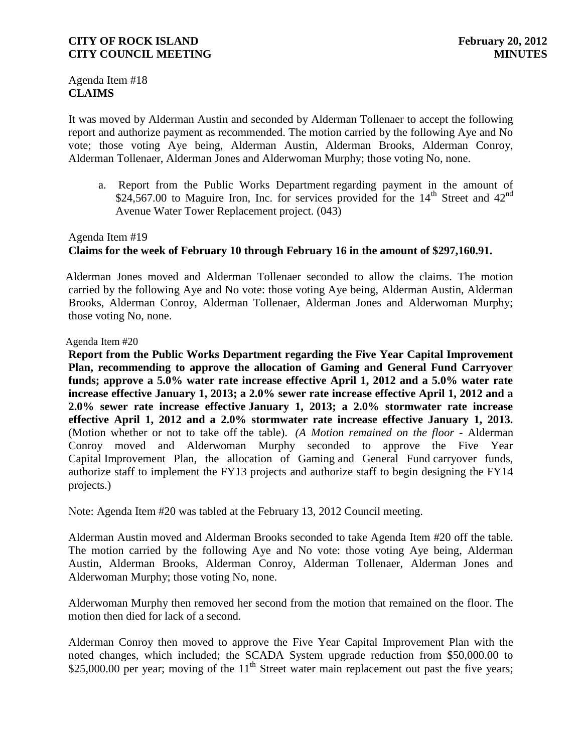Agenda Item #18
**CLAIMS**

It was moved by Alderman Austin and seconded by Alderman Tollenaer to accept the following report and authorize payment as recommended. The motion carried by the following Aye and No vote; those voting Aye being, Alderman Austin, Alderman Brooks, Alderman Conroy, Alderman Tollenaer, Alderman Jones and Alderwoman Murphy; those voting No, none.

a. Report from the Public Works Department regarding payment in the amount of $24,567.00 to Maguire Iron, Inc. for services provided for the 14th Street and 42nd Avenue Water Tower Replacement project. (043)

Agenda Item #19
**Claims for the week of February 10 through February 16 in the amount of $297,160.91.**

Alderman Jones moved and Alderman Tollenaer seconded to allow the claims. The motion carried by the following Aye and No vote: those voting Aye being, Alderman Austin, Alderman Brooks, Alderman Conroy, Alderman Tollenaer, Alderman Jones and Alderwoman Murphy; those voting No, none.

Agenda Item #20
**Report from the Public Works Department regarding the Five Year Capital Improvement Plan, recommending to approve the allocation of Gaming and General Fund Carryover funds; approve a 5.0% water rate increase effective April 1, 2012 and a 5.0% water rate increase effective January 1, 2013; a 2.0% sewer rate increase effective April 1, 2012 and a 2.0% sewer rate increase effective January 1, 2013; a 2.0% stormwater rate increase effective April 1, 2012 and a 2.0% stormwater rate increase effective January 1, 2013.** (Motion whether or not to take off the table). *(A Motion remained on the floor -* Alderman Conroy moved and Alderwoman Murphy seconded to approve the Five Year Capital Improvement Plan, the allocation of Gaming and General Fund carryover funds, authorize staff to implement the FY13 projects and authorize staff to begin designing the FY14 projects.)

Note: Agenda Item #20 was tabled at the February 13, 2012 Council meeting.

Alderman Austin moved and Alderman Brooks seconded to take Agenda Item #20 off the table. The motion carried by the following Aye and No vote: those voting Aye being, Alderman Austin, Alderman Brooks, Alderman Conroy, Alderman Tollenaer, Alderman Jones and Alderwoman Murphy; those voting No, none.

Alderwoman Murphy then removed her second from the motion that remained on the floor. The motion then died for lack of a second.

Alderman Conroy then moved to approve the Five Year Capital Improvement Plan with the noted changes, which included; the SCADA System upgrade reduction from $50,000.00 to $25,000.00 per year; moving of the 11th Street water main replacement out past the five years;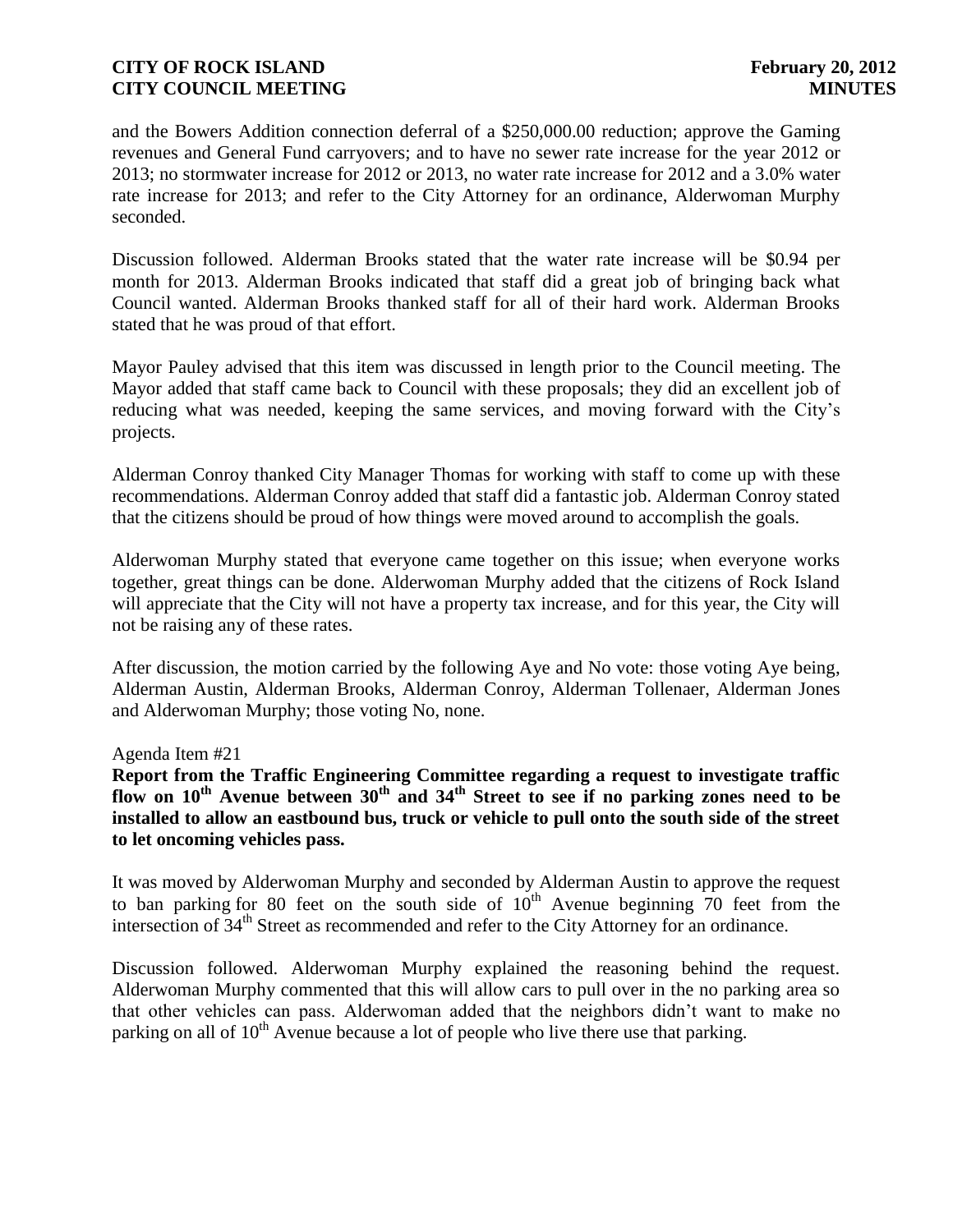and the Bowers Addition connection deferral of a \$250,000.00 reduction; approve the Gaming revenues and General Fund carryovers; and to have no sewer rate increase for the year 2012 or 2013; no stormwater increase for 2012 or 2013, no water rate increase for 2012 and a 3.0% water rate increase for 2013; and refer to the City Attorney for an ordinance, Alderwoman Murphy seconded.

Discussion followed. Alderman Brooks stated that the water rate increase will be \$0.94 per month for 2013. Alderman Brooks indicated that staff did a great job of bringing back what Council wanted. Alderman Brooks thanked staff for all of their hard work. Alderman Brooks stated that he was proud of that effort.

Mayor Pauley advised that this item was discussed in length prior to the Council meeting. The Mayor added that staff came back to Council with these proposals; they did an excellent job of reducing what was needed, keeping the same services, and moving forward with the City's projects.

Alderman Conroy thanked City Manager Thomas for working with staff to come up with these recommendations. Alderman Conroy added that staff did a fantastic job. Alderman Conroy stated that the citizens should be proud of how things were moved around to accomplish the goals.

Alderwoman Murphy stated that everyone came together on this issue; when everyone works together, great things can be done. Alderwoman Murphy added that the citizens of Rock Island will appreciate that the City will not have a property tax increase, and for this year, the City will not be raising any of these rates.

After discussion, the motion carried by the following Aye and No vote: those voting Aye being, Alderman Austin, Alderman Brooks, Alderman Conroy, Alderman Tollenaer, Alderman Jones and Alderwoman Murphy; those voting No, none.

Agenda Item #21

**Report from the Traffic Engineering Committee regarding a request to investigate traffic flow on 10th Avenue between 30th and 34th Street to see if no parking zones need to be installed to allow an eastbound bus, truck or vehicle to pull onto the south side of the street to let oncoming vehicles pass.**

It was moved by Alderwoman Murphy and seconded by Alderman Austin to approve the request to ban parking for 80 feet on the south side of 10th Avenue beginning 70 feet from the intersection of 34th Street as recommended and refer to the City Attorney for an ordinance.

Discussion followed. Alderwoman Murphy explained the reasoning behind the request. Alderwoman Murphy commented that this will allow cars to pull over in the no parking area so that other vehicles can pass. Alderwoman added that the neighbors didn't want to make no parking on all of 10th Avenue because a lot of people who live there use that parking.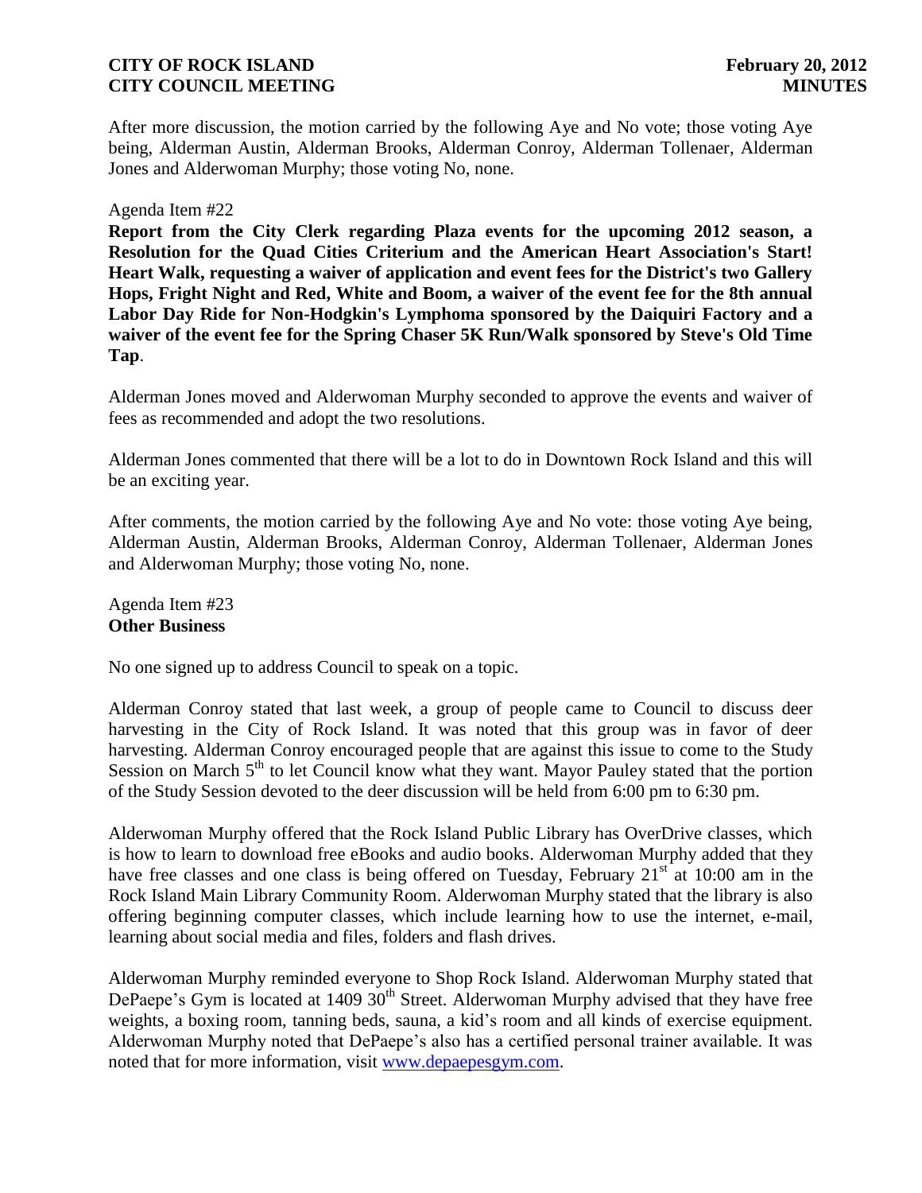After more discussion, the motion carried by the following Aye and No vote; those voting Aye being, Alderman Austin, Alderman Brooks, Alderman Conroy, Alderman Tollenaer, Alderman Jones and Alderwoman Murphy; those voting No, none.

Agenda Item #22

**Report from the City Clerk regarding Plaza events for the upcoming 2012 season, a Resolution for the Quad Cities Criterium and the American Heart Association's Start! Heart Walk, requesting a waiver of application and event fees for the District's two Gallery Hops, Fright Night and Red, White and Boom, a waiver of the event fee for the 8th annual Labor Day Ride for Non-Hodgkin's Lymphoma sponsored by the Daiquiri Factory and a waiver of the event fee for the Spring Chaser 5K Run/Walk sponsored by Steve's Old Time Tap**.

Alderman Jones moved and Alderwoman Murphy seconded to approve the events and waiver of fees as recommended and adopt the two resolutions.

Alderman Jones commented that there will be a lot to do in Downtown Rock Island and this will be an exciting year.

After comments, the motion carried by the following Aye and No vote: those voting Aye being, Alderman Austin, Alderman Brooks, Alderman Conroy, Alderman Tollenaer, Alderman Jones and Alderwoman Murphy; those voting No, none.

Agenda Item #23
**Other Business**

No one signed up to address Council to speak on a topic.

Alderman Conroy stated that last week, a group of people came to Council to discuss deer harvesting in the City of Rock Island. It was noted that this group was in favor of deer harvesting. Alderman Conroy encouraged people that are against this issue to come to the Study Session on March 5th to let Council know what they want. Mayor Pauley stated that the portion of the Study Session devoted to the deer discussion will be held from 6:00 pm to 6:30 pm.

Alderwoman Murphy offered that the Rock Island Public Library has OverDrive classes, which is how to learn to download free eBooks and audio books. Alderwoman Murphy added that they have free classes and one class is being offered on Tuesday, February 21st at 10:00 am in the Rock Island Main Library Community Room. Alderwoman Murphy stated that the library is also offering beginning computer classes, which include learning how to use the internet, e-mail, learning about social media and files, folders and flash drives.

Alderwoman Murphy reminded everyone to Shop Rock Island. Alderwoman Murphy stated that DePaepe's Gym is located at 1409 30th Street. Alderwoman Murphy advised that they have free weights, a boxing room, tanning beds, sauna, a kid's room and all kinds of exercise equipment. Alderwoman Murphy noted that DePaepe's also has a certified personal trainer available. It was noted that for more information, visit www.depaepesgym.com.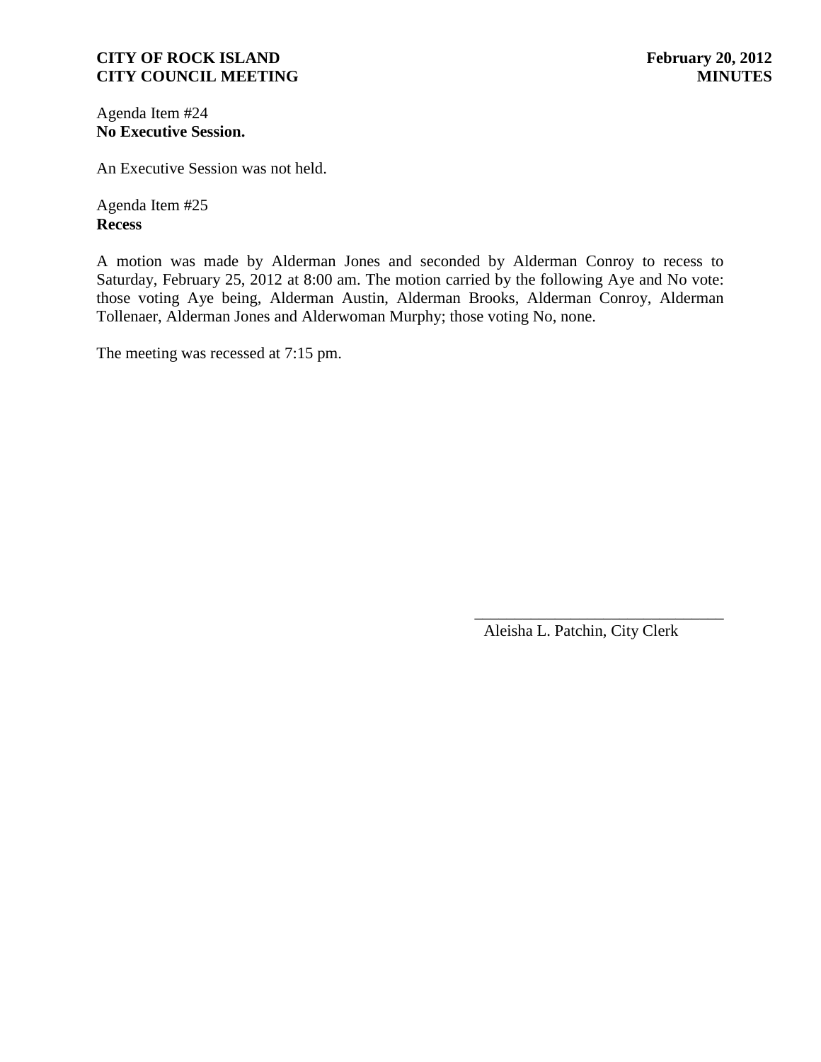Agenda Item #24
**No Executive Session.**

An Executive Session was not held.

Agenda Item #25
**Recess**

A motion was made by Alderman Jones and seconded by Alderman Conroy to recess to Saturday, February 25, 2012 at 8:00 am. The motion carried by the following Aye and No vote: those voting Aye being, Alderman Austin, Alderman Brooks, Alderman Conroy, Alderman Tollenaer, Alderman Jones and Alderwoman Murphy; those voting No, none.

The meeting was recessed at 7:15 pm.

\_\_\_\_\_\_\_\_\_\_\_\_\_\_\_\_\_\_\_\_\_\_\_\_\_\_\_\_\_\_\_\_

Aleisha L. Patchin, City Clerk